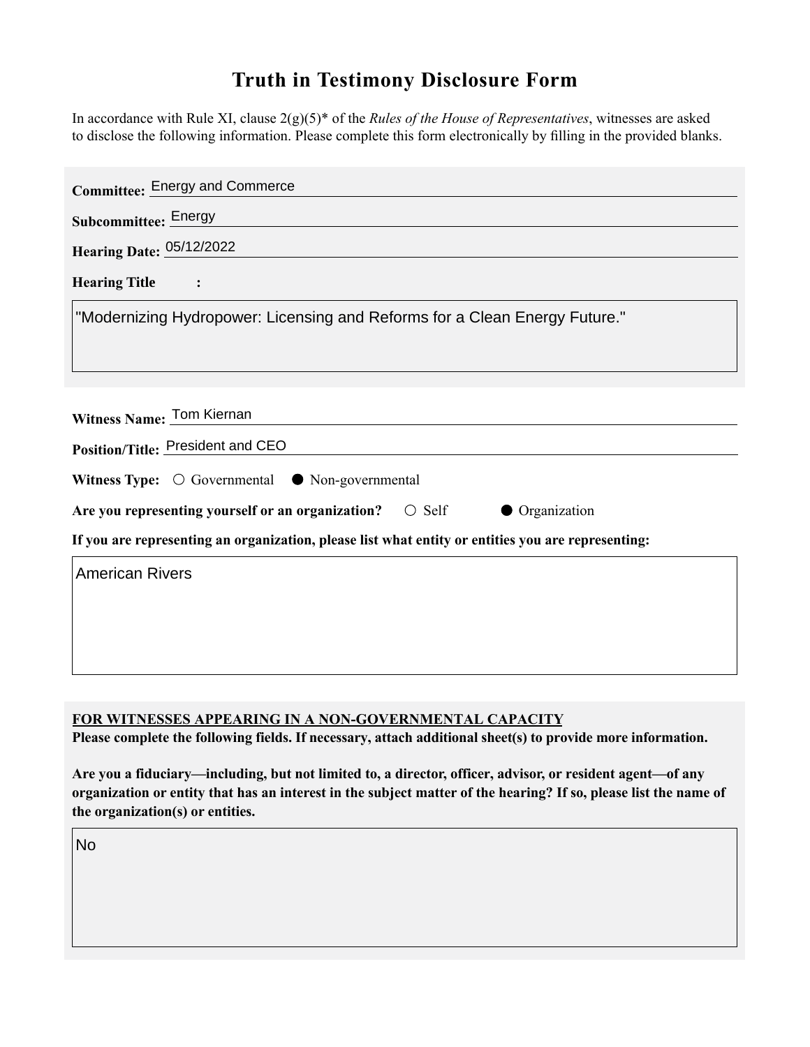# Truth in Testimony Disclosure Form

In accordance with Rule XI, clause 2(g)(5)* of the *Rules of the House of Representatives*, witnesses are asked to disclose the following information. Please complete this form electronically by filling in the provided blanks.

**Committee:** Energy and Commerce

**Subcommittee:** Energy

**Hearing Date:** 05/12/2022

**Hearing Title:**

"Modernizing Hydropower: Licensing and Reforms for a Clean Energy Future."

**Witness Name:** Tom Kiernan

**Position/Title:** President and CEO

**Witness Type:** ○ Governmental ● Non-governmental

**Are you representing yourself or an organization?** ○ Self ● Organization

**If you are representing an organization, please list what entity or entities you are representing:**

American Rivers

**FOR WITNESSES APPEARING IN A NON-GOVERNMENTAL CAPACITY**

**Please complete the following fields. If necessary, attach additional sheet(s) to provide more information.**

**Are you a fiduciary—including, but not limited to, a director, officer, advisor, or resident agent—of any organization or entity that has an interest in the subject matter of the hearing? If so, please list the name of the organization(s) or entities.**

No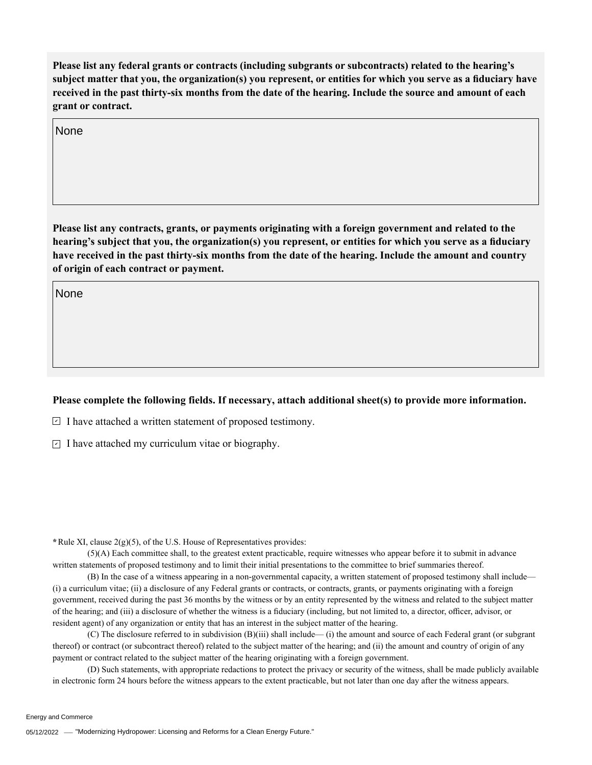**Please list any federal grants or contracts (including subgrants or subcontracts) related to the hearing's subject matter that you, the organization(s) you represent, or entities for which you serve as a fiduciary have received in the past thirty-six months from the date of the hearing. Include the source and amount of each grant or contract.**

None

**Please list any contracts, grants, or payments originating with a foreign government and related to the hearing's subject that you, the organization(s) you represent, or entities for which you serve as a fiduciary have received in the past thirty-six months from the date of the hearing. Include the amount and country of origin of each contract or payment.**

None

**Please complete the following fields. If necessary, attach additional sheet(s) to provide more information.**

- [x] I have attached a written statement of proposed testimony.
- [x] I have attached my curriculum vitae or biography.

**\*** Rule XI, clause 2(g)(5), of the U.S. House of Representatives provides:

(5)(A) Each committee shall, to the greatest extent practicable, require witnesses who appear before it to submit in advance written statements of proposed testimony and to limit their initial presentations to the committee to brief summaries thereof.

(B) In the case of a witness appearing in a non-governmental capacity, a written statement of proposed testimony shall include— (i) a curriculum vitae; (ii) a disclosure of any Federal grants or contracts, or contracts, grants, or payments originating with a foreign government, received during the past 36 months by the witness or by an entity represented by the witness and related to the subject matter of the hearing; and (iii) a disclosure of whether the witness is a fiduciary (including, but not limited to, a director, officer, advisor, or resident agent) of any organization or entity that has an interest in the subject matter of the hearing.

(C) The disclosure referred to in subdivision (B)(iii) shall include— (i) the amount and source of each Federal grant (or subgrant thereof) or contract (or subcontract thereof) related to the subject matter of the hearing; and (ii) the amount and country of origin of any payment or contract related to the subject matter of the hearing originating with a foreign government.

(D) Such statements, with appropriate redactions to protect the privacy or security of the witness, shall be made publicly available in electronic form 24 hours before the witness appears to the extent practicable, but not later than one day after the witness appears.

Energy and Commerce

05/12/2022 — "Modernizing Hydropower: Licensing and Reforms for a Clean Energy Future."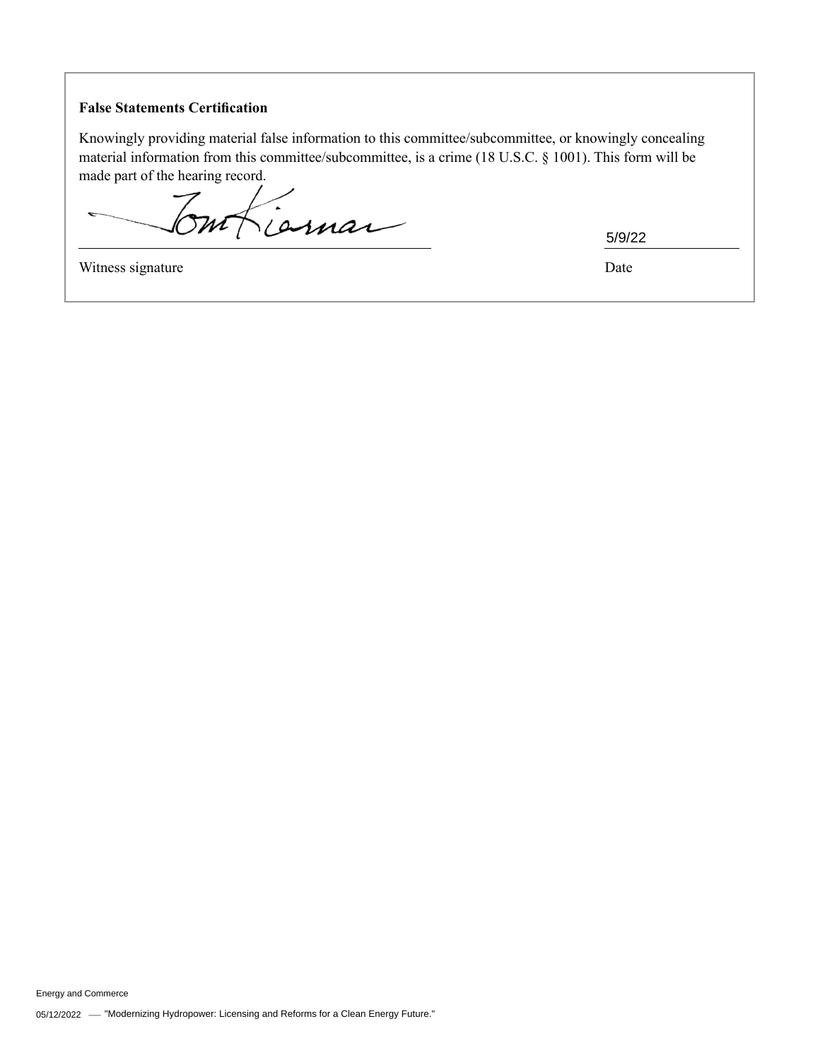**False Statements Certification**

Knowingly providing material false information to this committee/subcommittee, or knowingly concealing material information from this committee/subcommittee, is a crime (18 U.S.C. § 1001). This form will be made part of the hearing record.

Witness signature

5/9/22

Date